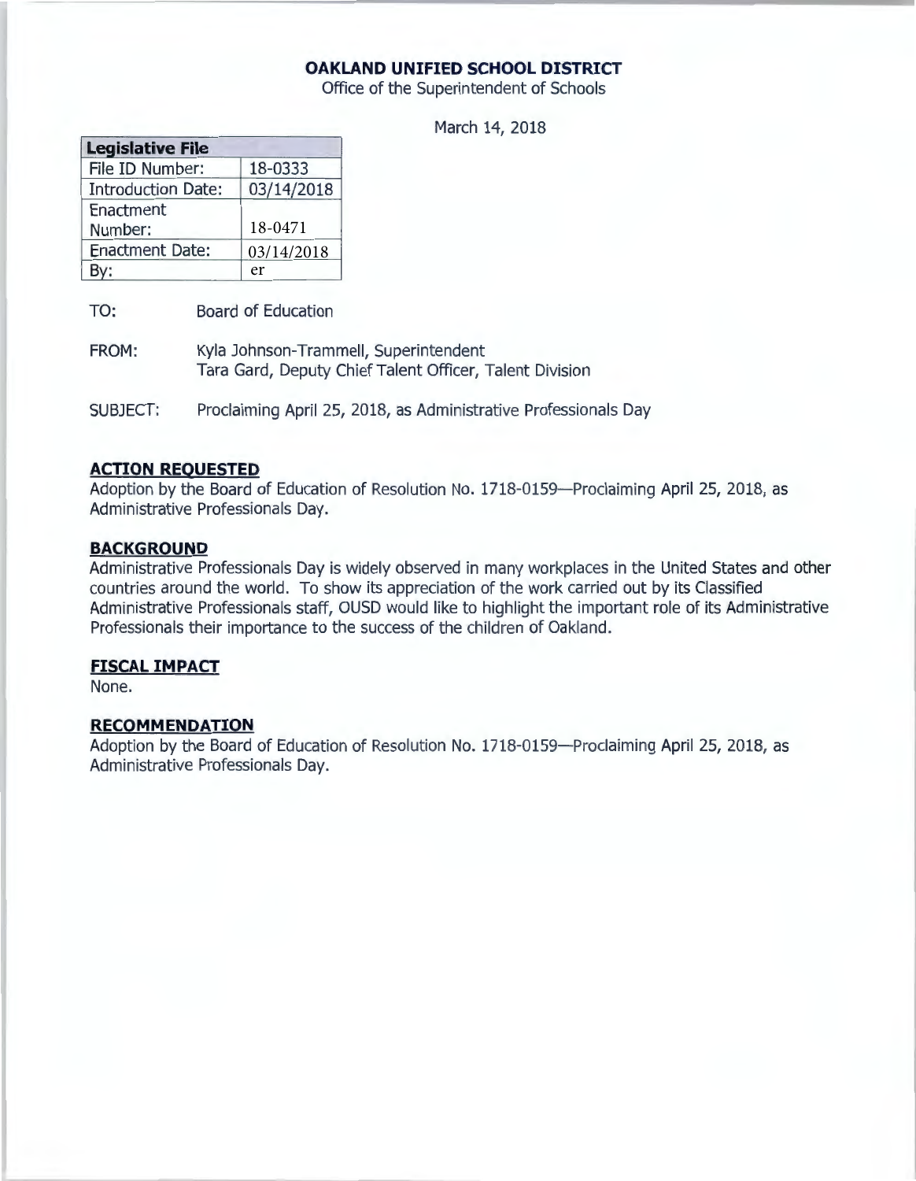**OAKLAND UNIFIED SCHOOL DISTRICT**
Office of the Superintendent of Schools

March 14, 2018

| Legislative File | |
|---|---|
| File ID Number: | 18-0333 |
| Introduction Date: | 03/14/2018 |
| Enactment Number: | 18-0471 |
| Enactment Date: | 03/14/2018 |
| By: | er |

TO: Board of Education

FROM: Kyla Johnson-Trammell, Superintendent
Tara Gard, Deputy Chief Talent Officer, Talent Division

SUBJECT: Proclaiming April 25, 2018, as Administrative Professionals Day

## ACTION REQUESTED

Adoption by the Board of Education of Resolution No. 1718-0159—Proclaiming April 25, 2018, as Administrative Professionals Day.

## BACKGROUND

Administrative Professionals Day is widely observed in many workplaces in the United States and other countries around the world. To show its appreciation of the work carried out by its Classified Administrative Professionals staff, OUSD would like to highlight the important role of its Administrative Professionals their importance to the success of the children of Oakland.

## FISCAL IMPACT

None.

## RECOMMENDATION

Adoption by the Board of Education of Resolution No. 1718-0159—Proclaiming April 25, 2018, as Administrative Professionals Day.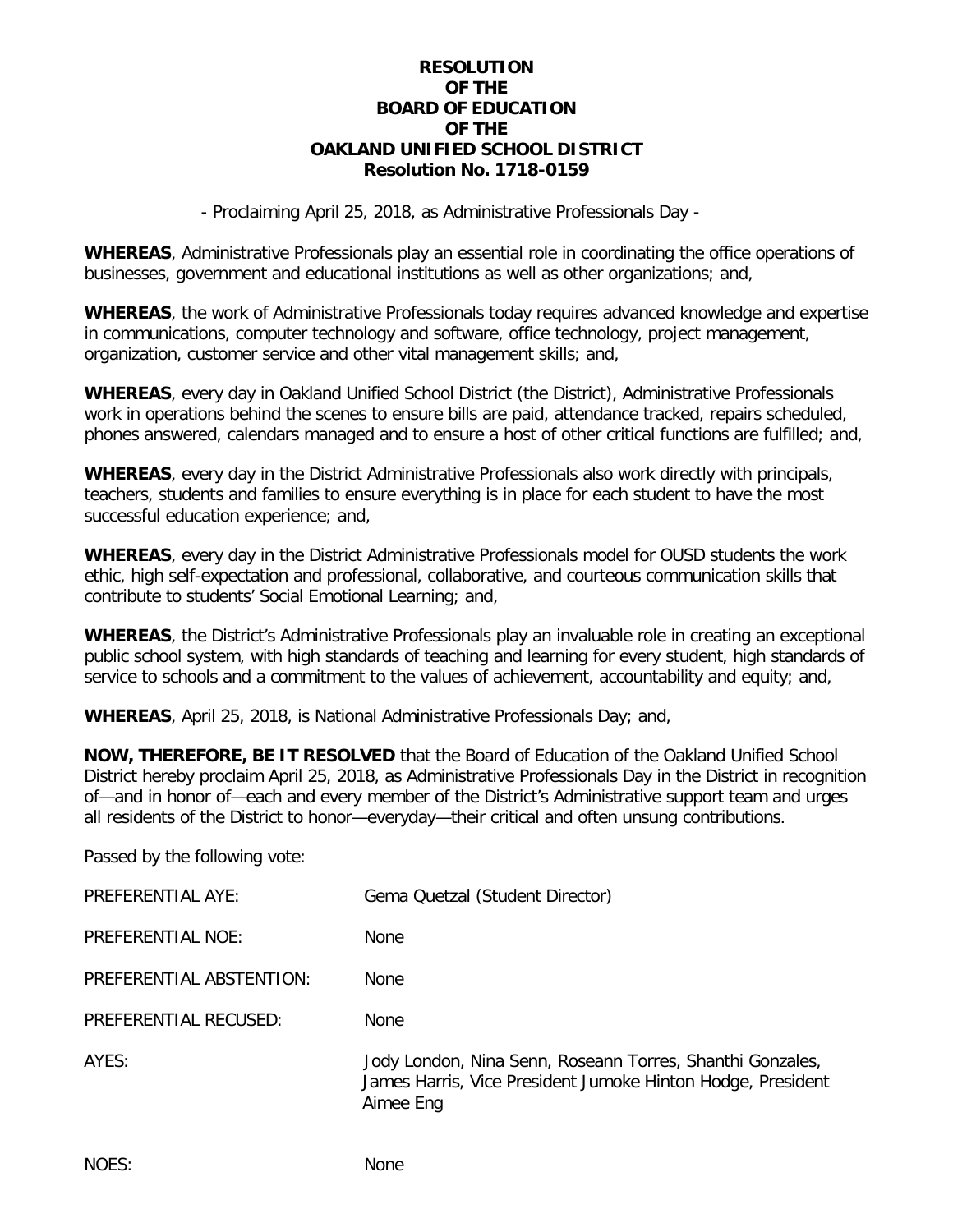**RESOLUTION**
**OF THE**
**BOARD OF EDUCATION**
**OF THE**
**OAKLAND UNIFIED SCHOOL DISTRICT**
**Resolution No. 1718-0159**

- Proclaiming April 25, 2018, as Administrative Professionals Day -

**WHEREAS**, Administrative Professionals play an essential role in coordinating the office operations of businesses, government and educational institutions as well as other organizations; and,

**WHEREAS**, the work of Administrative Professionals today requires advanced knowledge and expertise in communications, computer technology and software, office technology, project management, organization, customer service and other vital management skills; and,

**WHEREAS**, every day in Oakland Unified School District (the District), Administrative Professionals work in operations behind the scenes to ensure bills are paid, attendance tracked, repairs scheduled, phones answered, calendars managed and to ensure a host of other critical functions are fulfilled; and,

**WHEREAS**, every day in the District Administrative Professionals also work directly with principals, teachers, students and families to ensure everything is in place for each student to have the most successful education experience; and,

**WHEREAS**, every day in the District Administrative Professionals model for OUSD students the work ethic, high self-expectation and professional, collaborative, and courteous communication skills that contribute to students' Social Emotional Learning; and,

**WHEREAS**, the District's Administrative Professionals play an invaluable role in creating an exceptional public school system, with high standards of teaching and learning for every student, high standards of service to schools and a commitment to the values of achievement, accountability and equity; and,

**WHEREAS**, April 25, 2018, is National Administrative Professionals Day; and,

**NOW, THEREFORE, BE IT RESOLVED** that the Board of Education of the Oakland Unified School District hereby proclaim April 25, 2018, as Administrative Professionals Day in the District in recognition of—and in honor of—each and every member of the District's Administrative support team and urges all residents of the District to honor—everyday—their critical and often unsung contributions.

Passed by the following vote:

PREFERENTIAL AYE: Gema Quetzal (Student Director)

PREFERENTIAL NOE: None

PREFERENTIAL ABSTENTION: None

PREFERENTIAL RECUSED: None

AYES: Jody London, Nina Senn, Roseann Torres, Shanthi Gonzales, James Harris, Vice President Jumoke Hinton Hodge, President Aimee Eng

NOES: None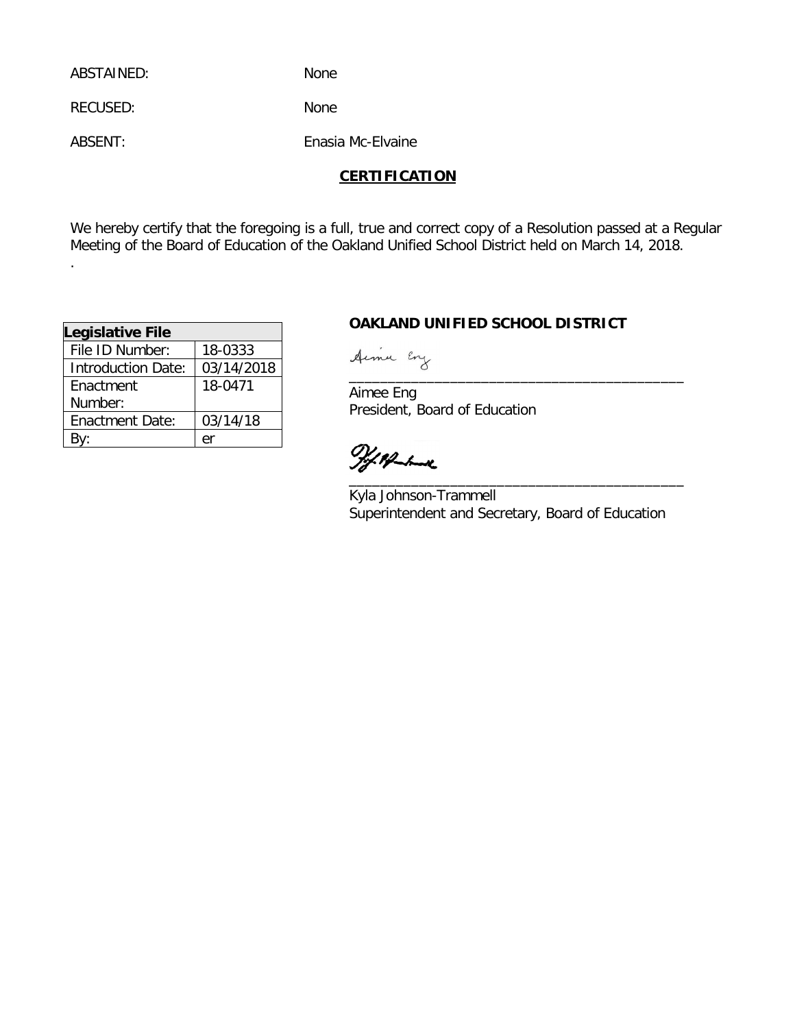ABSTAINED: None

RECUSED: None

ABSENT: Enasia Mc-Elvaine

**CERTIFICATION**

We hereby certify that the foregoing is a full, true and correct copy of a Resolution passed at a Regular Meeting of the Board of Education of the Oakland Unified School District held on March 14, 2018.

.

| Legislative File | |
|---|---|
| File ID Number: | 18-0333 |
| Introduction Date: | 03/14/2018 |
| Enactment Number: | 18-0471 |
| Enactment Date: | 03/14/18 |
| By: | er |

**OAKLAND UNIFIED SCHOOL DISTRICT**

Aimee Eng

_____________________________________________

Aimee Eng
President, Board of Education

_____________________________________________

Kyla Johnson-Trammell
Superintendent and Secretary, Board of Education